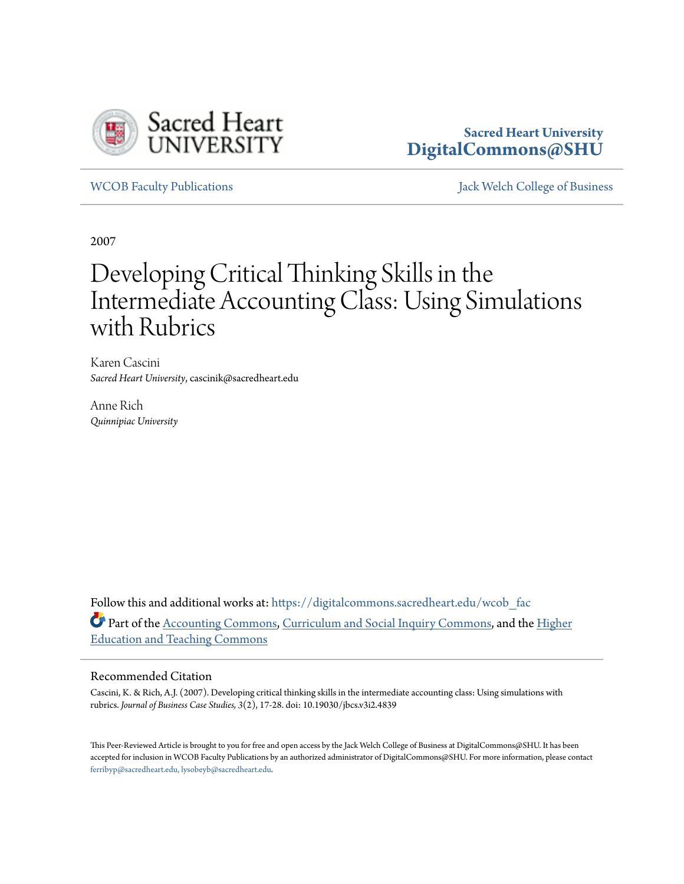Sacred Heart University
DigitalCommons@SHU

WCOB Faculty Publications

Jack Welch College of Business

2007

# Developing Critical Thinking Skills in the Intermediate Accounting Class: Using Simulations with Rubrics

Karen Cascini
*Sacred Heart University*, cascinik@sacredheart.edu

Anne Rich
*Quinnipiac University*

Follow this and additional works at: https://digitalcommons.sacredheart.edu/wcob_fac

Part of the Accounting Commons, Curriculum and Social Inquiry Commons, and the Higher Education and Teaching Commons

## Recommended Citation

Cascini, K. & Rich, A.J. (2007). Developing critical thinking skills in the intermediate accounting class: Using simulations with rubrics. *Journal of Business Case Studies, 3*(2), 17-28. doi: 10.19030/jbcs.v3i2.4839

This Peer-Reviewed Article is brought to you for free and open access by the Jack Welch College of Business at DigitalCommons@SHU. It has been accepted for inclusion in WCOB Faculty Publications by an authorized administrator of DigitalCommons@SHU. For more information, please contact ferribyp@sacredheart.edu, lysobeyb@sacredheart.edu.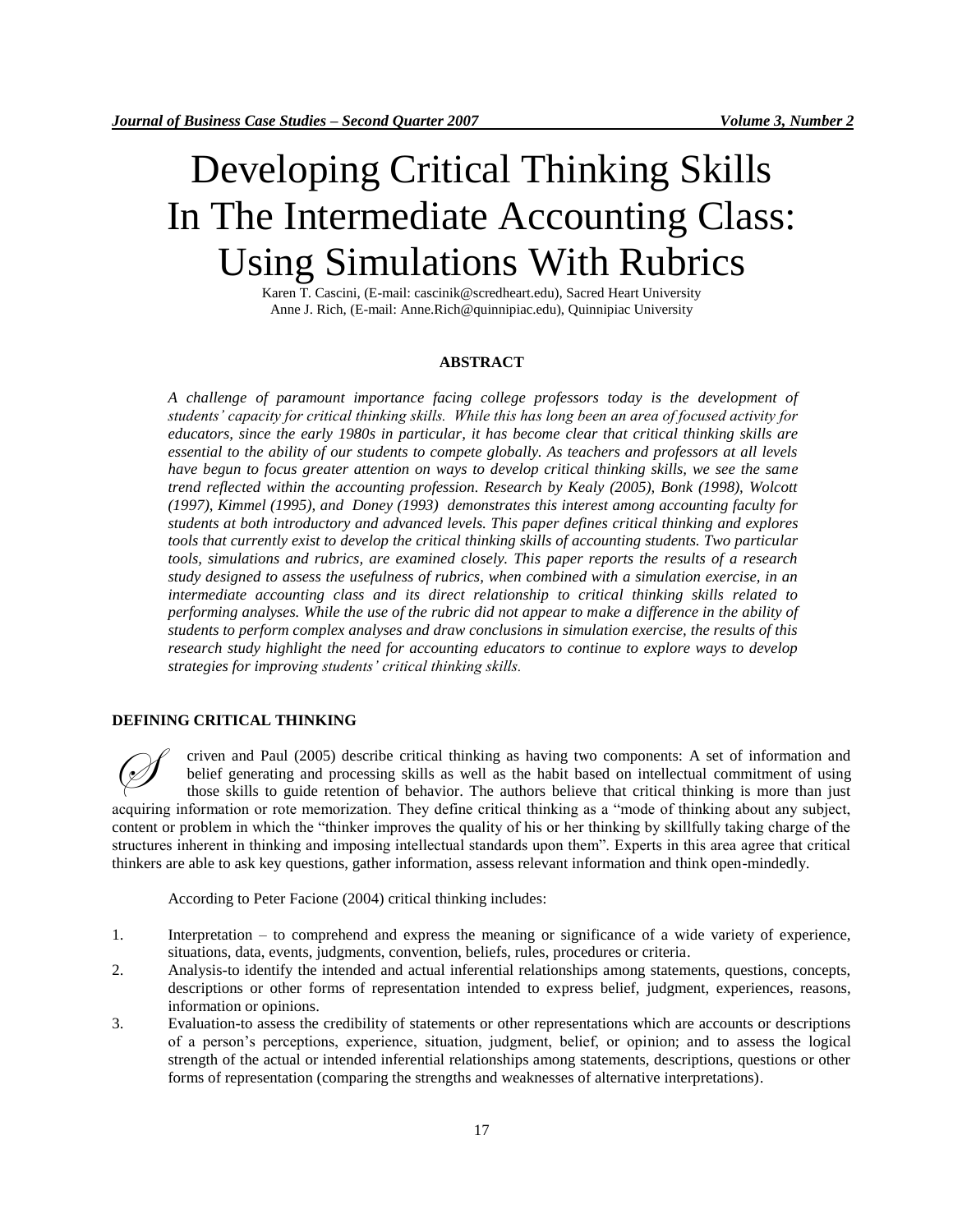# Developing Critical Thinking Skills In The Intermediate Accounting Class: Using Simulations With Rubrics

Karen T. Cascini, (E-mail: cascinik@scredheart.edu), Sacred Heart University
Anne J. Rich, (E-mail: Anne.Rich@quinnipiac.edu), Quinnipiac University

## ABSTRACT

*A challenge of paramount importance facing college professors today is the development of students' capacity for critical thinking skills. While this has long been an area of focused activity for educators, since the early 1980s in particular, it has become clear that critical thinking skills are essential to the ability of our students to compete globally. As teachers and professors at all levels have begun to focus greater attention on ways to develop critical thinking skills, we see the same trend reflected within the accounting profession. Research by Kealy (2005), Bonk (1998), Wolcott (1997), Kimmel (1995), and Doney (1993) demonstrates this interest among accounting faculty for students at both introductory and advanced levels. This paper defines critical thinking and explores tools that currently exist to develop the critical thinking skills of accounting students. Two particular tools, simulations and rubrics, are examined closely. This paper reports the results of a research study designed to assess the usefulness of rubrics, when combined with a simulation exercise, in an intermediate accounting class and its direct relationship to critical thinking skills related to performing analyses. While the use of the rubric did not appear to make a difference in the ability of students to perform complex analyses and draw conclusions in simulation exercise, the results of this research study highlight the need for accounting educators to continue to explore ways to develop strategies for improving students' critical thinking skills.*

## DEFINING CRITICAL THINKING

Scriven and Paul (2005) describe critical thinking as having two components: A set of information and belief generating and processing skills as well as the habit based on intellectual commitment of using those skills to guide retention of behavior. The authors believe that critical thinking is more than just acquiring information or rote memorization. They define critical thinking as a "mode of thinking about any subject, content or problem in which the "thinker improves the quality of his or her thinking by skillfully taking charge of the structures inherent in thinking and imposing intellectual standards upon them". Experts in this area agree that critical thinkers are able to ask key questions, gather information, assess relevant information and think open-mindedly.

According to Peter Facione (2004) critical thinking includes:

1. Interpretation – to comprehend and express the meaning or significance of a wide variety of experience, situations, data, events, judgments, convention, beliefs, rules, procedures or criteria.
2. Analysis-to identify the intended and actual inferential relationships among statements, questions, concepts, descriptions or other forms of representation intended to express belief, judgment, experiences, reasons, information or opinions.
3. Evaluation-to assess the credibility of statements or other representations which are accounts or descriptions of a person's perceptions, experience, situation, judgment, belief, or opinion; and to assess the logical strength of the actual or intended inferential relationships among statements, descriptions, questions or other forms of representation (comparing the strengths and weaknesses of alternative interpretations).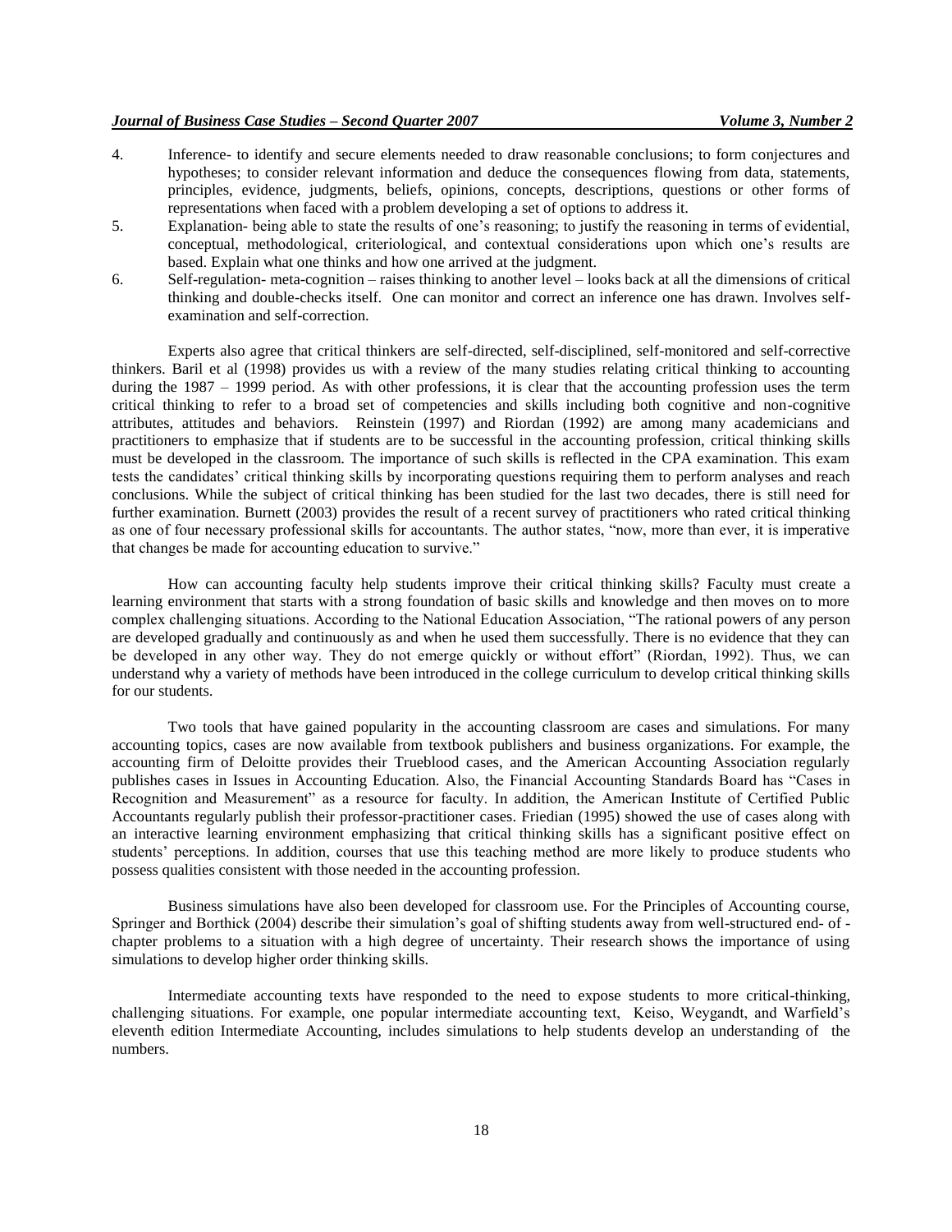4. Inference- to identify and secure elements needed to draw reasonable conclusions; to form conjectures and hypotheses; to consider relevant information and deduce the consequences flowing from data, statements, principles, evidence, judgments, beliefs, opinions, concepts, descriptions, questions or other forms of representations when faced with a problem developing a set of options to address it.
5. Explanation- being able to state the results of one's reasoning; to justify the reasoning in terms of evidential, conceptual, methodological, criteriological, and contextual considerations upon which one's results are based. Explain what one thinks and how one arrived at the judgment.
6. Self-regulation- meta-cognition – raises thinking to another level – looks back at all the dimensions of critical thinking and double-checks itself. One can monitor and correct an inference one has drawn. Involves self-examination and self-correction.

Experts also agree that critical thinkers are self-directed, self-disciplined, self-monitored and self-corrective thinkers. Baril et al (1998) provides us with a review of the many studies relating critical thinking to accounting during the 1987 – 1999 period. As with other professions, it is clear that the accounting profession uses the term critical thinking to refer to a broad set of competencies and skills including both cognitive and non-cognitive attributes, attitudes and behaviors. Reinstein (1997) and Riordan (1992) are among many academicians and practitioners to emphasize that if students are to be successful in the accounting profession, critical thinking skills must be developed in the classroom. The importance of such skills is reflected in the CPA examination. This exam tests the candidates' critical thinking skills by incorporating questions requiring them to perform analyses and reach conclusions. While the subject of critical thinking has been studied for the last two decades, there is still need for further examination. Burnett (2003) provides the result of a recent survey of practitioners who rated critical thinking as one of four necessary professional skills for accountants. The author states, "now, more than ever, it is imperative that changes be made for accounting education to survive."

How can accounting faculty help students improve their critical thinking skills? Faculty must create a learning environment that starts with a strong foundation of basic skills and knowledge and then moves on to more complex challenging situations. According to the National Education Association, "The rational powers of any person are developed gradually and continuously as and when he used them successfully. There is no evidence that they can be developed in any other way. They do not emerge quickly or without effort" (Riordan, 1992). Thus, we can understand why a variety of methods have been introduced in the college curriculum to develop critical thinking skills for our students.

Two tools that have gained popularity in the accounting classroom are cases and simulations. For many accounting topics, cases are now available from textbook publishers and business organizations. For example, the accounting firm of Deloitte provides their Trueblood cases, and the American Accounting Association regularly publishes cases in Issues in Accounting Education. Also, the Financial Accounting Standards Board has "Cases in Recognition and Measurement" as a resource for faculty. In addition, the American Institute of Certified Public Accountants regularly publish their professor-practitioner cases. Friedian (1995) showed the use of cases along with an interactive learning environment emphasizing that critical thinking skills has a significant positive effect on students' perceptions. In addition, courses that use this teaching method are more likely to produce students who possess qualities consistent with those needed in the accounting profession.

Business simulations have also been developed for classroom use. For the Principles of Accounting course, Springer and Borthick (2004) describe their simulation's goal of shifting students away from well-structured end- of - chapter problems to a situation with a high degree of uncertainty. Their research shows the importance of using simulations to develop higher order thinking skills.

Intermediate accounting texts have responded to the need to expose students to more critical-thinking, challenging situations. For example, one popular intermediate accounting text, Keiso, Weygandt, and Warfield's eleventh edition Intermediate Accounting, includes simulations to help students develop an understanding of the numbers.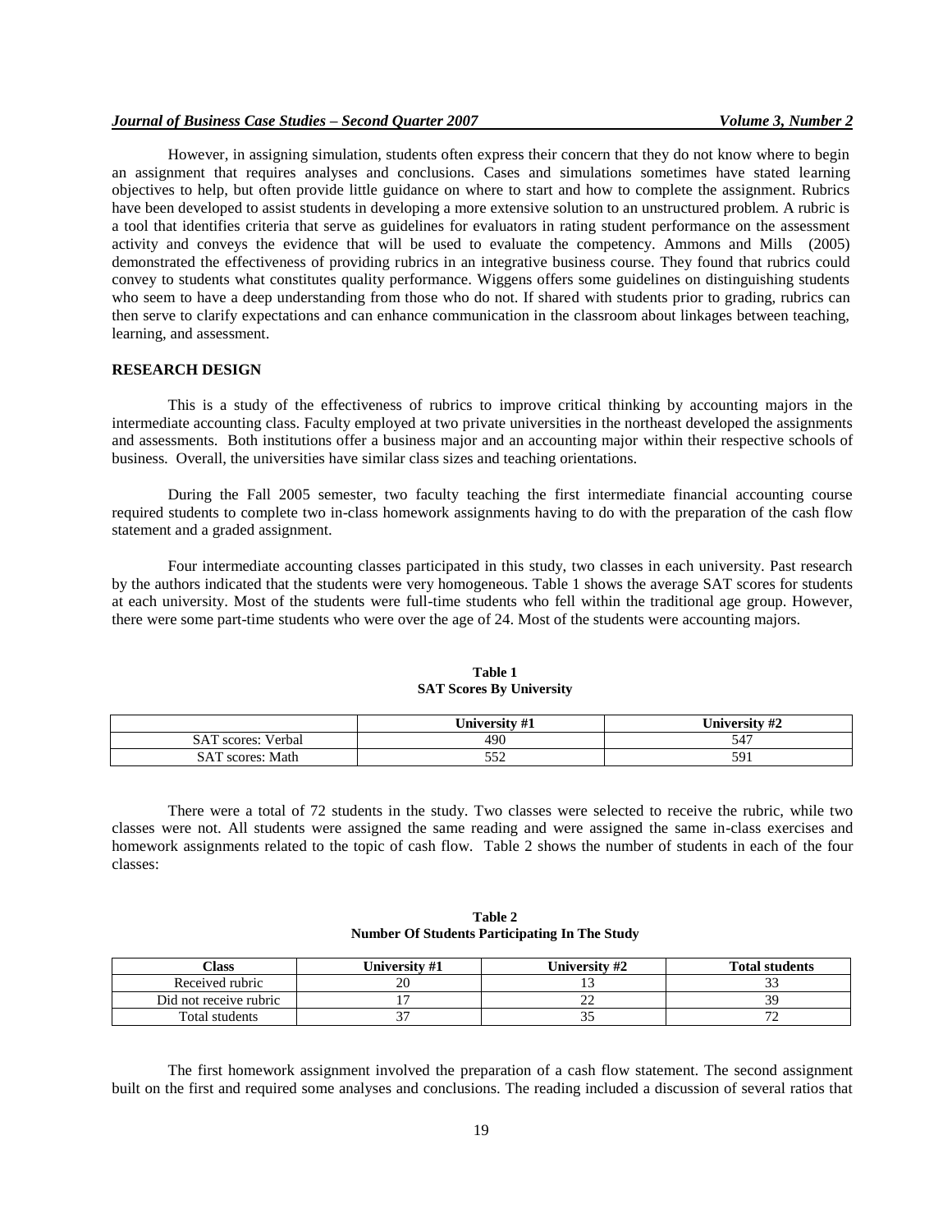However, in assigning simulation, students often express their concern that they do not know where to begin an assignment that requires analyses and conclusions. Cases and simulations sometimes have stated learning objectives to help, but often provide little guidance on where to start and how to complete the assignment. Rubrics have been developed to assist students in developing a more extensive solution to an unstructured problem. A rubric is a tool that identifies criteria that serve as guidelines for evaluators in rating student performance on the assessment activity and conveys the evidence that will be used to evaluate the competency. Ammons and Mills (2005) demonstrated the effectiveness of providing rubrics in an integrative business course. They found that rubrics could convey to students what constitutes quality performance. Wiggens offers some guidelines on distinguishing students who seem to have a deep understanding from those who do not. If shared with students prior to grading, rubrics can then serve to clarify expectations and can enhance communication in the classroom about linkages between teaching, learning, and assessment.

## RESEARCH DESIGN

This is a study of the effectiveness of rubrics to improve critical thinking by accounting majors in the intermediate accounting class. Faculty employed at two private universities in the northeast developed the assignments and assessments. Both institutions offer a business major and an accounting major within their respective schools of business. Overall, the universities have similar class sizes and teaching orientations.

During the Fall 2005 semester, two faculty teaching the first intermediate financial accounting course required students to complete two in-class homework assignments having to do with the preparation of the cash flow statement and a graded assignment.

Four intermediate accounting classes participated in this study, two classes in each university. Past research by the authors indicated that the students were very homogeneous. Table 1 shows the average SAT scores for students at each university. Most of the students were full-time students who fell within the traditional age group. However, there were some part-time students who were over the age of 24. Most of the students were accounting majors.

**Table 1**
**SAT Scores By University**

| | University #1 | University #2 |
|---|---|---|
| SAT scores: Verbal | 490 | 547 |
| SAT scores: Math | 552 | 591 |

There were a total of 72 students in the study. Two classes were selected to receive the rubric, while two classes were not. All students were assigned the same reading and were assigned the same in-class exercises and homework assignments related to the topic of cash flow. Table 2 shows the number of students in each of the four classes:

**Table 2**
**Number Of Students Participating In The Study**

| Class | University #1 | University #2 | Total students |
|---|---|---|---|
| Received rubric | 20 | 13 | 33 |
| Did not receive rubric | 17 | 22 | 39 |
| Total students | 37 | 35 | 72 |

The first homework assignment involved the preparation of a cash flow statement. The second assignment built on the first and required some analyses and conclusions. The reading included a discussion of several ratios that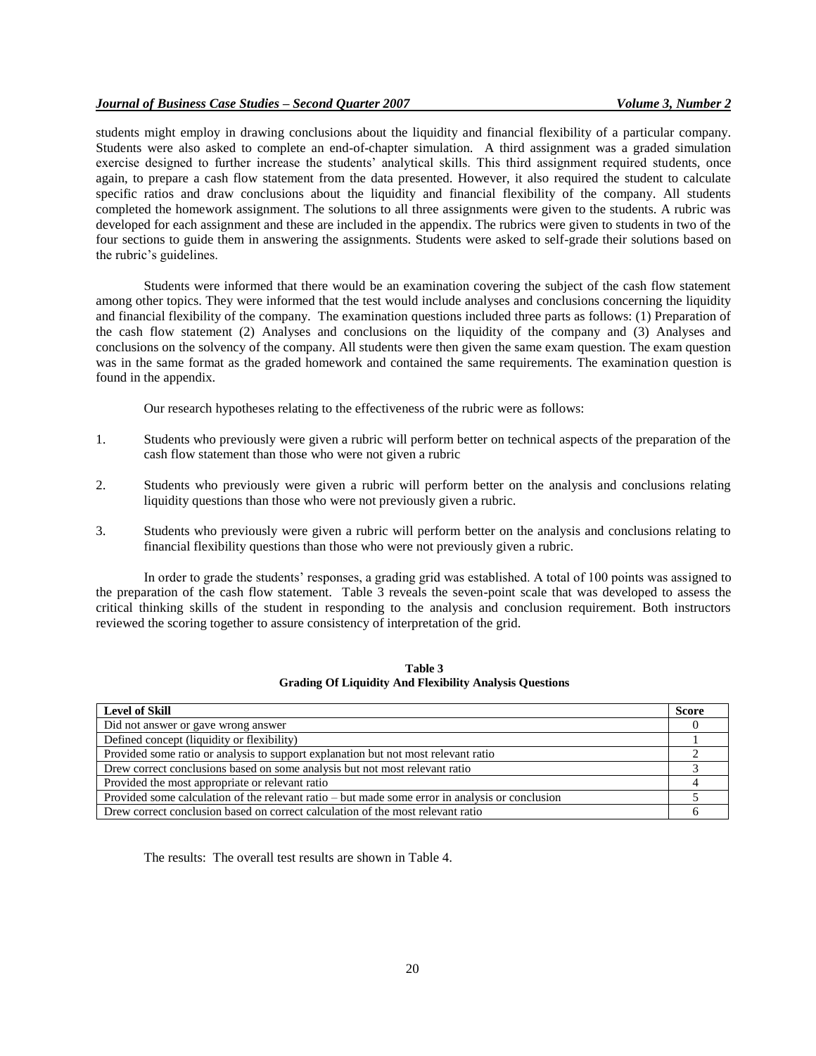students might employ in drawing conclusions about the liquidity and financial flexibility of a particular company. Students were also asked to complete an end-of-chapter simulation. A third assignment was a graded simulation exercise designed to further increase the students' analytical skills. This third assignment required students, once again, to prepare a cash flow statement from the data presented. However, it also required the student to calculate specific ratios and draw conclusions about the liquidity and financial flexibility of the company. All students completed the homework assignment. The solutions to all three assignments were given to the students. A rubric was developed for each assignment and these are included in the appendix. The rubrics were given to students in two of the four sections to guide them in answering the assignments. Students were asked to self-grade their solutions based on the rubric's guidelines.

Students were informed that there would be an examination covering the subject of the cash flow statement among other topics. They were informed that the test would include analyses and conclusions concerning the liquidity and financial flexibility of the company. The examination questions included three parts as follows: (1) Preparation of the cash flow statement (2) Analyses and conclusions on the liquidity of the company and (3) Analyses and conclusions on the solvency of the company. All students were then given the same exam question. The exam question was in the same format as the graded homework and contained the same requirements. The examination question is found in the appendix.

Our research hypotheses relating to the effectiveness of the rubric were as follows:

1. Students who previously were given a rubric will perform better on technical aspects of the preparation of the cash flow statement than those who were not given a rubric

2. Students who previously were given a rubric will perform better on the analysis and conclusions relating liquidity questions than those who were not previously given a rubric.

3. Students who previously were given a rubric will perform better on the analysis and conclusions relating to financial flexibility questions than those who were not previously given a rubric.

In order to grade the students' responses, a grading grid was established. A total of 100 points was assigned to the preparation of the cash flow statement. Table 3 reveals the seven-point scale that was developed to assess the critical thinking skills of the student in responding to the analysis and conclusion requirement. Both instructors reviewed the scoring together to assure consistency of interpretation of the grid.

**Table 3**
**Grading Of Liquidity And Flexibility Analysis Questions**

| Level of Skill | Score |
|---|---|
| Did not answer or gave wrong answer | 0 |
| Defined concept (liquidity or flexibility) | 1 |
| Provided some ratio or analysis to support explanation but not most relevant ratio | 2 |
| Drew correct conclusions based on some analysis but not most relevant ratio | 3 |
| Provided the most appropriate or relevant ratio | 4 |
| Provided some calculation of the relevant ratio – but made some error in analysis or conclusion | 5 |
| Drew correct conclusion based on correct calculation of the most relevant ratio | 6 |

The results: The overall test results are shown in Table 4.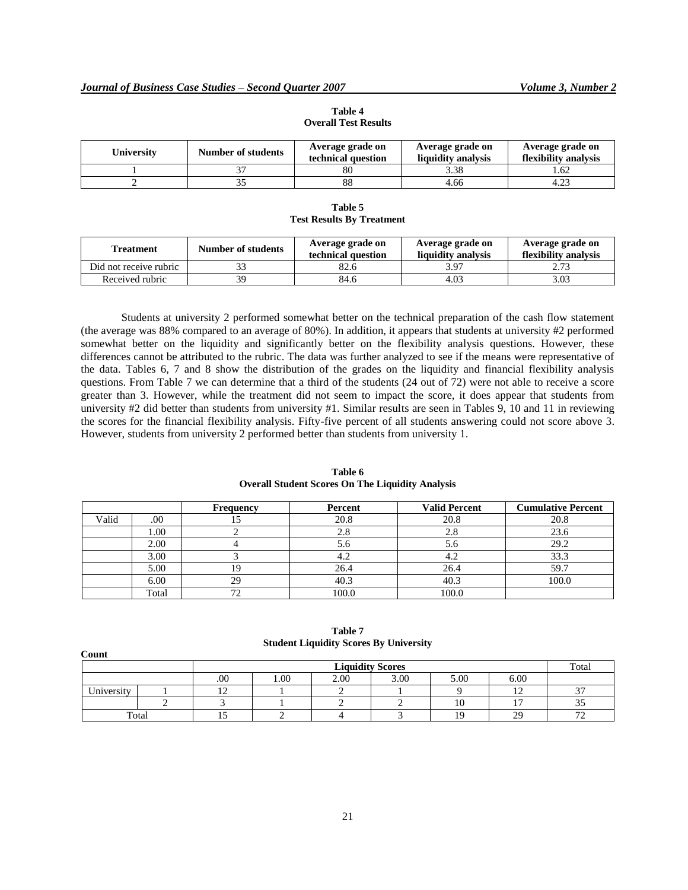**Table 4**
**Overall Test Results**

| University | Number of students | Average grade on technical question | Average grade on liquidity analysis | Average grade on flexibility analysis |
|---|---|---|---|---|
| 1 | 37 | 80 | 3.38 | 1.62 |
| 2 | 35 | 88 | 4.66 | 4.23 |

**Table 5**
**Test Results By Treatment**

| Treatment | Number of students | Average grade on technical question | Average grade on liquidity analysis | Average grade on flexibility analysis |
|---|---|---|---|---|
| Did not receive rubric | 33 | 82.6 | 3.97 | 2.73 |
| Received rubric | 39 | 84.6 | 4.03 | 3.03 |

Students at university 2 performed somewhat better on the technical preparation of the cash flow statement (the average was 88% compared to an average of 80%). In addition, it appears that students at university #2 performed somewhat better on the liquidity and significantly better on the flexibility analysis questions. However, these differences cannot be attributed to the rubric. The data was further analyzed to see if the means were representative of the data. Tables 6, 7 and 8 show the distribution of the grades on the liquidity and financial flexibility analysis questions. From Table 7 we can determine that a third of the students (24 out of 72) were not able to receive a score greater than 3. However, while the treatment did not seem to impact the score, it does appear that students from university #2 did better than students from university #1. Similar results are seen in Tables 9, 10 and 11 in reviewing the scores for the financial flexibility analysis. Fifty-five percent of all students answering could not score above 3. However, students from university 2 performed better than students from university 1.

**Table 6**
**Overall Student Scores On The Liquidity Analysis**

| | | Frequency | Percent | Valid Percent | Cumulative Percent |
|---|---|---|---|---|---|
| Valid | .00 | 15 | 20.8 | 20.8 | 20.8 |
| | 1.00 | 2 | 2.8 | 2.8 | 23.6 |
| | 2.00 | 4 | 5.6 | 5.6 | 29.2 |
| | 3.00 | 3 | 4.2 | 4.2 | 33.3 |
| | 5.00 | 19 | 26.4 | 26.4 | 59.7 |
| | 6.00 | 29 | 40.3 | 40.3 | 100.0 |
| | Total | 72 | 100.0 | 100.0 | |

**Table 7**
**Student Liquidity Scores By University**

Count

| | | Liquidity Scores | | | | | | Total |
|---|---|---|---|---|---|---|---|---|
| | | .00 | 1.00 | 2.00 | 3.00 | 5.00 | 6.00 | |
| University | 1 | 12 | 1 | 2 | 1 | 9 | 12 | 37 |
| | 2 | 3 | 1 | 2 | 2 | 10 | 17 | 35 |
| Total | | 15 | 2 | 4 | 3 | 19 | 29 | 72 |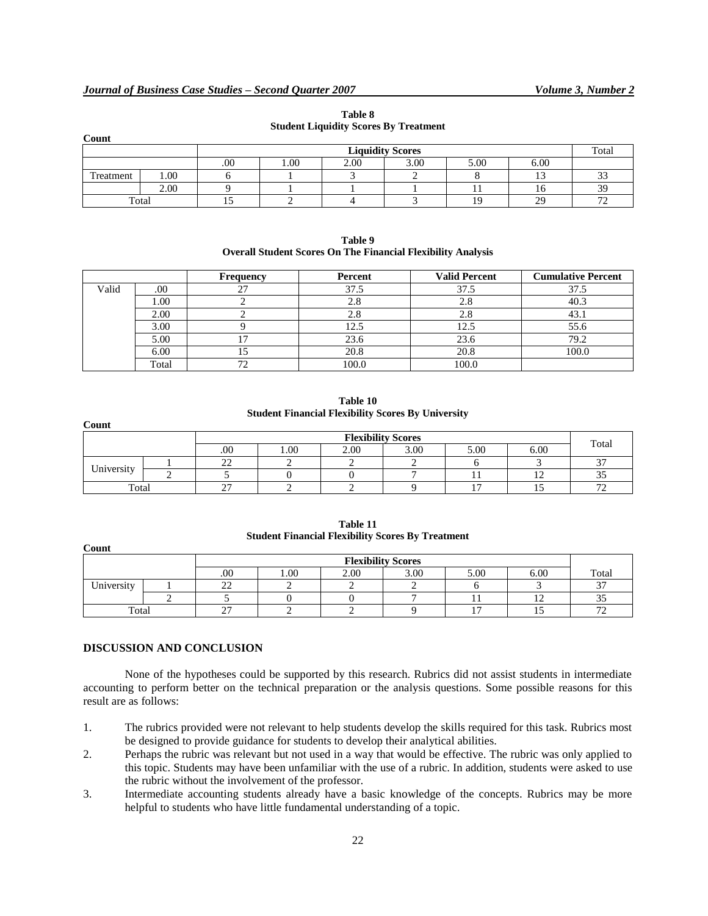**Table 8**
**Student Liquidity Scores By Treatment**

**Count**

| | | Liquidity Scores | | | | | | Total |
|---|---|---|---|---|---|---|---|---|
| | | .00 | 1.00 | 2.00 | 3.00 | 5.00 | 6.00 | |
| Treatment | 1.00 | 6 | 1 | 3 | 2 | 8 | 13 | 33 |
| | 2.00 | 9 | 1 | 1 | 1 | 11 | 16 | 39 |
| Total | | 15 | 2 | 4 | 3 | 19 | 29 | 72 |

**Table 9**
**Overall Student Scores On The Financial Flexibility Analysis**

| | | Frequency | Percent | Valid Percent | Cumulative Percent |
|---|---|---|---|---|---|
| Valid | .00 | 27 | 37.5 | 37.5 | 37.5 |
| | 1.00 | 2 | 2.8 | 2.8 | 40.3 |
| | 2.00 | 2 | 2.8 | 2.8 | 43.1 |
| | 3.00 | 9 | 12.5 | 12.5 | 55.6 |
| | 5.00 | 17 | 23.6 | 23.6 | 79.2 |
| | 6.00 | 15 | 20.8 | 20.8 | 100.0 |
| | Total | 72 | 100.0 | 100.0 | |

**Table 10**
**Student Financial Flexibility Scores By University**

**Count**

| | | Flexibility Scores | | | | | | Total |
|---|---|---|---|---|---|---|---|---|
| | | .00 | 1.00 | 2.00 | 3.00 | 5.00 | 6.00 | |
| University | 1 | 22 | 2 | 2 | 2 | 6 | 3 | 37 |
| | 2 | 5 | 0 | 0 | 7 | 11 | 12 | 35 |
| Total | | 27 | 2 | 2 | 9 | 17 | 15 | 72 |

**Table 11**
**Student Financial Flexibility Scores By Treatment**

**Count**

| | | Flexibility Scores | | | | | | |
|---|---|---|---|---|---|---|---|---|
| | | .00 | 1.00 | 2.00 | 3.00 | 5.00 | 6.00 | Total |
| University | 1 | 22 | 2 | 2 | 2 | 6 | 3 | 37 |
| | 2 | 5 | 0 | 0 | 7 | 11 | 12 | 35 |
| Total | | 27 | 2 | 2 | 9 | 17 | 15 | 72 |

## DISCUSSION AND CONCLUSION

None of the hypotheses could be supported by this research. Rubrics did not assist students in intermediate accounting to perform better on the technical preparation or the analysis questions. Some possible reasons for this result are as follows:

1. The rubrics provided were not relevant to help students develop the skills required for this task. Rubrics most be designed to provide guidance for students to develop their analytical abilities.
2. Perhaps the rubric was relevant but not used in a way that would be effective. The rubric was only applied to this topic. Students may have been unfamiliar with the use of a rubric. In addition, students were asked to use the rubric without the involvement of the professor.
3. Intermediate accounting students already have a basic knowledge of the concepts. Rubrics may be more helpful to students who have little fundamental understanding of a topic.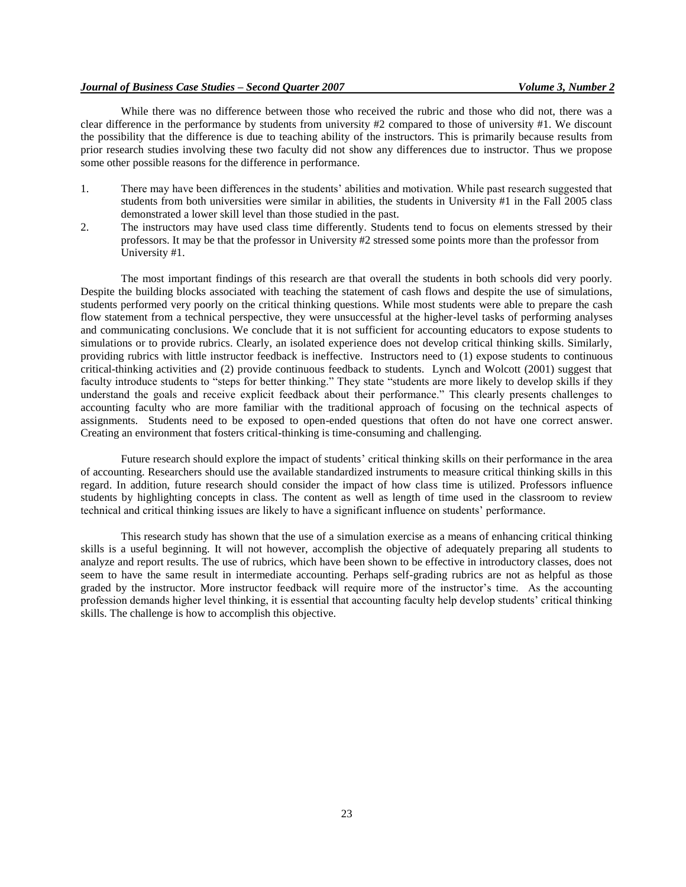While there was no difference between those who received the rubric and those who did not, there was a clear difference in the performance by students from university #2 compared to those of university #1. We discount the possibility that the difference is due to teaching ability of the instructors. This is primarily because results from prior research studies involving these two faculty did not show any differences due to instructor. Thus we propose some other possible reasons for the difference in performance.

1. There may have been differences in the students' abilities and motivation. While past research suggested that students from both universities were similar in abilities, the students in University #1 in the Fall 2005 class demonstrated a lower skill level than those studied in the past.
2. The instructors may have used class time differently. Students tend to focus on elements stressed by their professors. It may be that the professor in University #2 stressed some points more than the professor from University #1.

The most important findings of this research are that overall the students in both schools did very poorly. Despite the building blocks associated with teaching the statement of cash flows and despite the use of simulations, students performed very poorly on the critical thinking questions. While most students were able to prepare the cash flow statement from a technical perspective, they were unsuccessful at the higher-level tasks of performing analyses and communicating conclusions. We conclude that it is not sufficient for accounting educators to expose students to simulations or to provide rubrics. Clearly, an isolated experience does not develop critical thinking skills. Similarly, providing rubrics with little instructor feedback is ineffective. Instructors need to (1) expose students to continuous critical-thinking activities and (2) provide continuous feedback to students. Lynch and Wolcott (2001) suggest that faculty introduce students to "steps for better thinking." They state "students are more likely to develop skills if they understand the goals and receive explicit feedback about their performance." This clearly presents challenges to accounting faculty who are more familiar with the traditional approach of focusing on the technical aspects of assignments. Students need to be exposed to open-ended questions that often do not have one correct answer. Creating an environment that fosters critical-thinking is time-consuming and challenging.

Future research should explore the impact of students' critical thinking skills on their performance in the area of accounting. Researchers should use the available standardized instruments to measure critical thinking skills in this regard. In addition, future research should consider the impact of how class time is utilized. Professors influence students by highlighting concepts in class. The content as well as length of time used in the classroom to review technical and critical thinking issues are likely to have a significant influence on students' performance.

This research study has shown that the use of a simulation exercise as a means of enhancing critical thinking skills is a useful beginning. It will not however, accomplish the objective of adequately preparing all students to analyze and report results. The use of rubrics, which have been shown to be effective in introductory classes, does not seem to have the same result in intermediate accounting. Perhaps self-grading rubrics are not as helpful as those graded by the instructor. More instructor feedback will require more of the instructor's time. As the accounting profession demands higher level thinking, it is essential that accounting faculty help develop students' critical thinking skills. The challenge is how to accomplish this objective.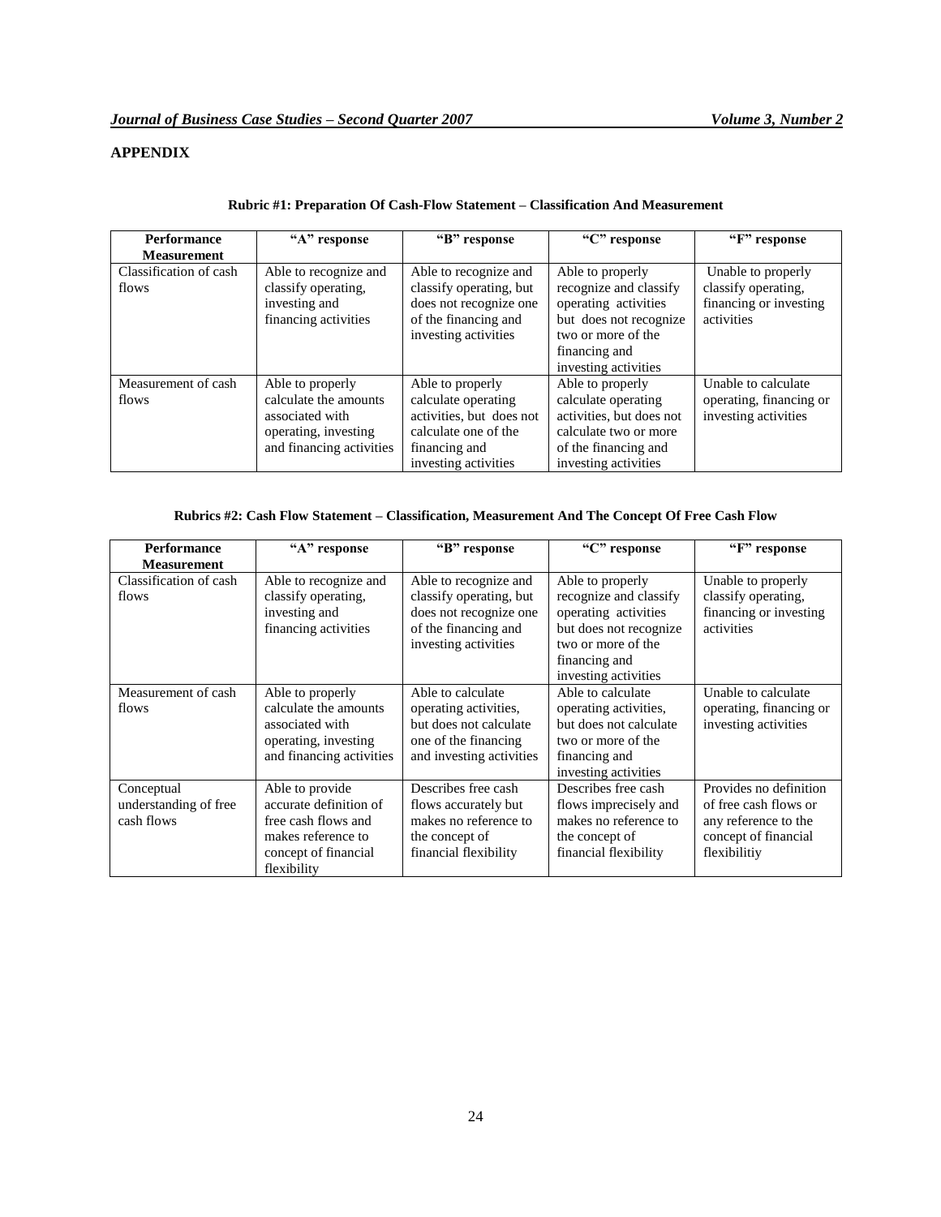## APPENDIX

**Rubric #1: Preparation Of Cash-Flow Statement – Classification And Measurement**

| Performance Measurement | "A" response | "B" response | "C" response | "F" response |
|---|---|---|---|---|
| Classification of cash flows | Able to recognize and classify operating, investing and financing activities | Able to recognize and classify operating, but does not recognize one of the financing and investing activities | Able to properly recognize and classify operating activities but does not recognize two or more of the financing and investing activities | Unable to properly classify operating, financing or investing activities |
| Measurement of cash flows | Able to properly calculate the amounts associated with operating, investing and financing activities | Able to properly calculate operating activities, but does not calculate one of the financing and investing activities | Able to properly calculate operating activities, but does not calculate two or more of the financing and investing activities | Unable to calculate operating, financing or investing activities |

**Rubrics #2: Cash Flow Statement – Classification, Measurement And The Concept Of Free Cash Flow**

| Performance Measurement | "A" response | "B" response | "C" response | "F" response |
|---|---|---|---|---|
| Classification of cash flows | Able to recognize and classify operating, investing and financing activities | Able to recognize and classify operating, but does not recognize one of the financing and investing activities | Able to properly recognize and classify operating activities but does not recognize two or more of the financing and investing activities | Unable to properly classify operating, financing or investing activities |
| Measurement of cash flows | Able to properly calculate the amounts associated with operating, investing and financing activities | Able to calculate operating activities, but does not calculate one of the financing and investing activities | Able to calculate operating activities, but does not calculate two or more of the financing and investing activities | Unable to calculate operating, financing or investing activities |
| Conceptual understanding of free cash flows | Able to provide accurate definition of free cash flows and makes reference to concept of financial flexibility | Describes free cash flows accurately but makes no reference to the concept of financial flexibility | Describes free cash flows imprecisely and makes no reference to the concept of financial flexibility | Provides no definition of free cash flows or any reference to the concept of financial flexibilitiy |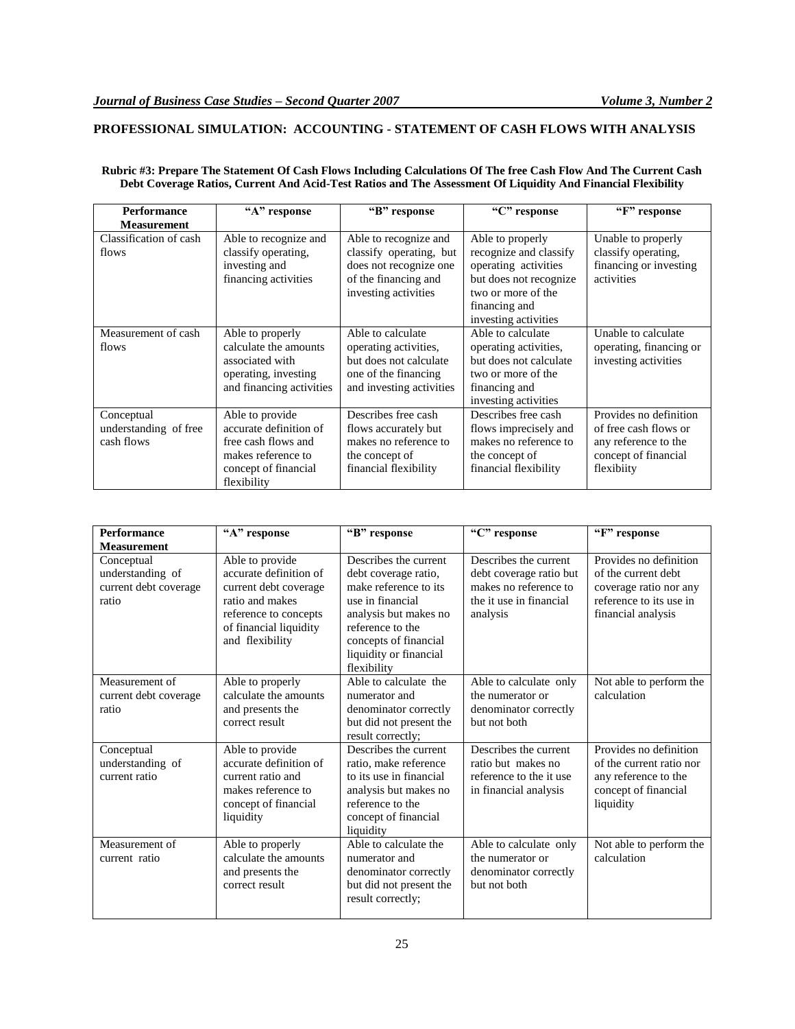## PROFESSIONAL SIMULATION: ACCOUNTING - STATEMENT OF CASH FLOWS WITH ANALYSIS

**Rubric #3: Prepare The Statement Of Cash Flows Including Calculations Of The free Cash Flow And The Current Cash Debt Coverage Ratios, Current And Acid-Test Ratios and The Assessment Of Liquidity And Financial Flexibility**

| Performance Measurement | "A" response | "B" response | "C" response | "F" response |
|---|---|---|---|---|
| Classification of cash flows | Able to recognize and classify operating, investing and financing activities | Able to recognize and classify operating, but does not recognize one of the financing and investing activities | Able to properly recognize and classify operating activities but does not recognize two or more of the financing and investing activities | Unable to properly classify operating, financing or investing activities |
| Measurement of cash flows | Able to properly calculate the amounts associated with operating, investing and financing activities | Able to calculate operating activities, but does not calculate one of the financing and investing activities | Able to calculate operating activities, but does not calculate two or more of the financing and investing activities | Unable to calculate operating, financing or investing activities |
| Conceptual understanding of free cash flows | Able to provide accurate definition of free cash flows and makes reference to concept of financial flexibility | Describes free cash flows accurately but makes no reference to the concept of financial flexibility | Describes free cash flows imprecisely and makes no reference to the concept of financial flexibility | Provides no definition of free cash flows or any reference to the concept of financial flexibiity |

| Performance Measurement | "A" response | "B" response | "C" response | "F" response |
|---|---|---|---|---|
| Conceptual understanding of current debt coverage ratio | Able to provide accurate definition of current debt coverage ratio and makes reference to concepts of financial liquidity and flexibility | Describes the current debt coverage ratio, make reference to its use in financial analysis but makes no reference to the concepts of financial liquidity or financial flexibility | Describes the current debt coverage ratio but makes no reference to the it use in financial analysis | Provides no definition of the current debt coverage ratio nor any reference to its use in financial analysis |
| Measurement of current debt coverage ratio | Able to properly calculate the amounts and presents the correct result | Able to calculate the numerator and denominator correctly but did not present the result correctly; | Able to calculate only the numerator or denominator correctly but not both | Not able to perform the calculation |
| Conceptual understanding of current ratio | Able to provide accurate definition of current ratio and makes reference to concept of financial liquidity | Describes the current ratio, make reference to its use in financial analysis but makes no reference to the concept of financial liquidity | Describes the current ratio but makes no reference to the it use in financial analysis | Provides no definition of the current ratio nor any reference to the concept of financial liquidity |
| Measurement of current ratio | Able to properly calculate the amounts and presents the correct result | Able to calculate the numerator and denominator correctly but did not present the result correctly; | Able to calculate only the numerator or denominator correctly but not both | Not able to perform the calculation |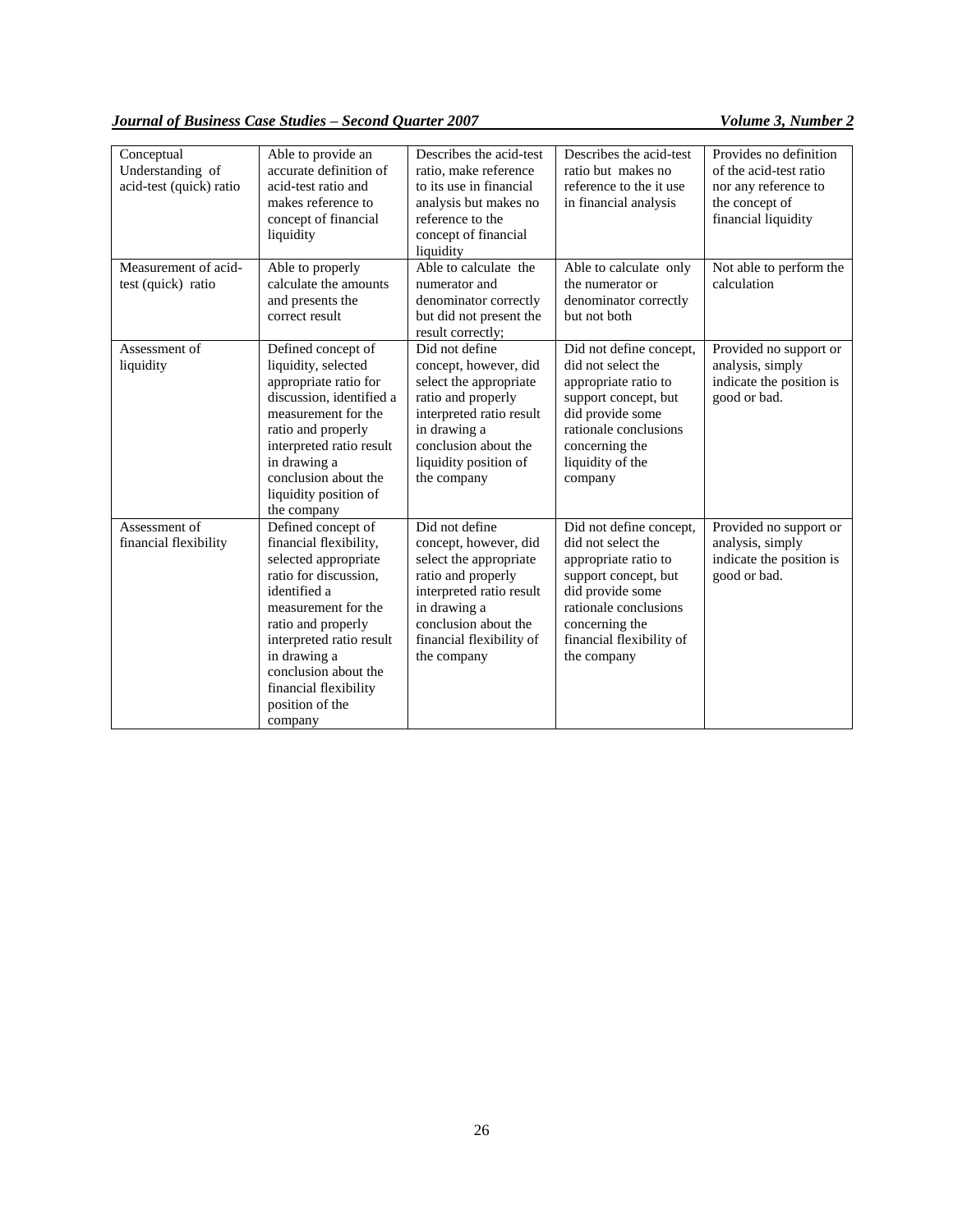| | | | | |
|---|---|---|---|---|
| Conceptual Understanding of acid-test (quick) ratio | Able to provide an accurate definition of acid-test ratio and makes reference to concept of financial liquidity | Describes the acid-test ratio, make reference to its use in financial analysis but makes no reference to the concept of financial liquidity | Describes the acid-test ratio but makes no reference to the it use in financial analysis | Provides no definition of the acid-test ratio nor any reference to the concept of financial liquidity |
| Measurement of acid-test (quick) ratio | Able to properly calculate the amounts and presents the correct result | Able to calculate the numerator and denominator correctly but did not present the result correctly; | Able to calculate only the numerator or denominator correctly but not both | Not able to perform the calculation |
| Assessment of liquidity | Defined concept of liquidity, selected appropriate ratio for discussion, identified a measurement for the ratio and properly interpreted ratio result in drawing a conclusion about the liquidity position of the company | Did not define concept, however, did select the appropriate ratio and properly interpreted ratio result in drawing a conclusion about the liquidity position of the company | Did not define concept, did not select the appropriate ratio to support concept, but did provide some rationale conclusions concerning the liquidity of the company | Provided no support or analysis, simply indicate the position is good or bad. |
| Assessment of financial flexibility | Defined concept of financial flexibility, selected appropriate ratio for discussion, identified a measurement for the ratio and properly interpreted ratio result in drawing a conclusion about the financial flexibility position of the company | Did not define concept, however, did select the appropriate ratio and properly interpreted ratio result in drawing a conclusion about the financial flexibility of the company | Did not define concept, did not select the appropriate ratio to support concept, but did provide some rationale conclusions concerning the financial flexibility of the company | Provided no support or analysis, simply indicate the position is good or bad. |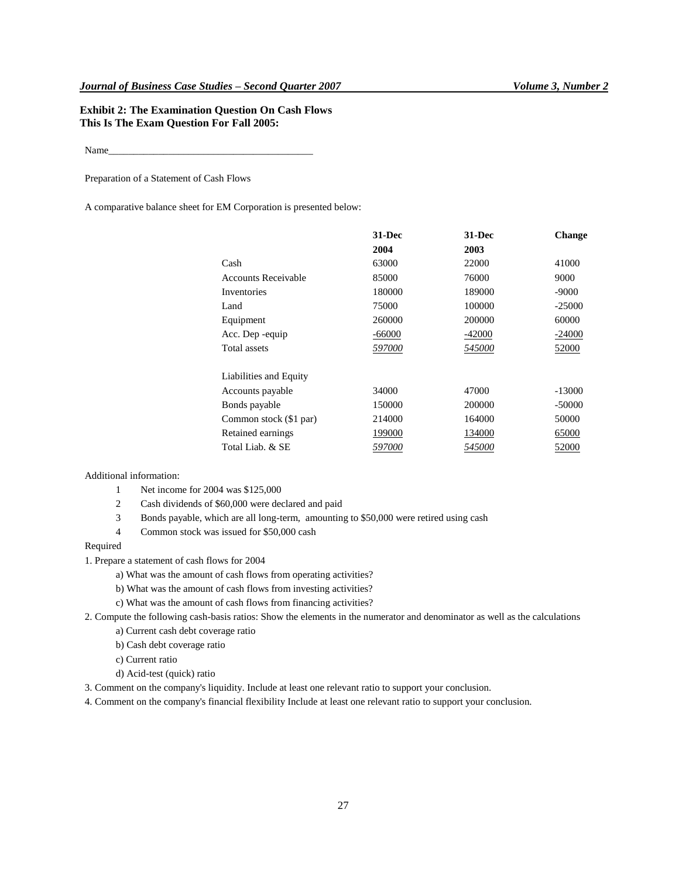**Exhibit 2: The Examination Question On Cash Flows**
**This Is The Exam Question For Fall 2005:**

Name________________________________________

Preparation of a Statement of Cash Flows

A comparative balance sheet for EM Corporation is presented below:

| | 31-Dec 2004 | 31-Dec 2003 | Change |
|---|---|---|---|
| Cash | 63000 | 22000 | 41000 |
| Accounts Receivable | 85000 | 76000 | 9000 |
| Inventories | 180000 | 189000 | -9000 |
| Land | 75000 | 100000 | -25000 |
| Equipment | 260000 | 200000 | 60000 |
| Acc. Dep -equip | -66000 | -42000 | -24000 |
| Total assets | *597000* | *545000* | 52000 |
| | | | |
| Liabilities and Equity | | | |
| Accounts payable | 34000 | 47000 | -13000 |
| Bonds payable | 150000 | 200000 | -50000 |
| Common stock ($1 par) | 214000 | 164000 | 50000 |
| Retained earnings | 199000 | 134000 | 65000 |
| Total Liab. & SE | *597000* | *545000* | 52000 |

Additional information:

1. Net income for 2004 was $125,000
2. Cash dividends of $60,000 were declared and paid
3. Bonds payable, which are all long-term, amounting to $50,000 were retired using cash
4. Common stock was issued for $50,000 cash

Required

1. Prepare a statement of cash flows for 2004
   - a) What was the amount of cash flows from operating activities?
   - b) What was the amount of cash flows from investing activities?
   - c) What was the amount of cash flows from financing activities?
2. Compute the following cash-basis ratios: Show the elements in the numerator and denominator as well as the calculations
   - a) Current cash debt coverage ratio
   - b) Cash debt coverage ratio
   - c) Current ratio
   - d) Acid-test (quick) ratio
3. Comment on the company's liquidity. Include at least one relevant ratio to support your conclusion.
4. Comment on the company's financial flexibility Include at least one relevant ratio to support your conclusion.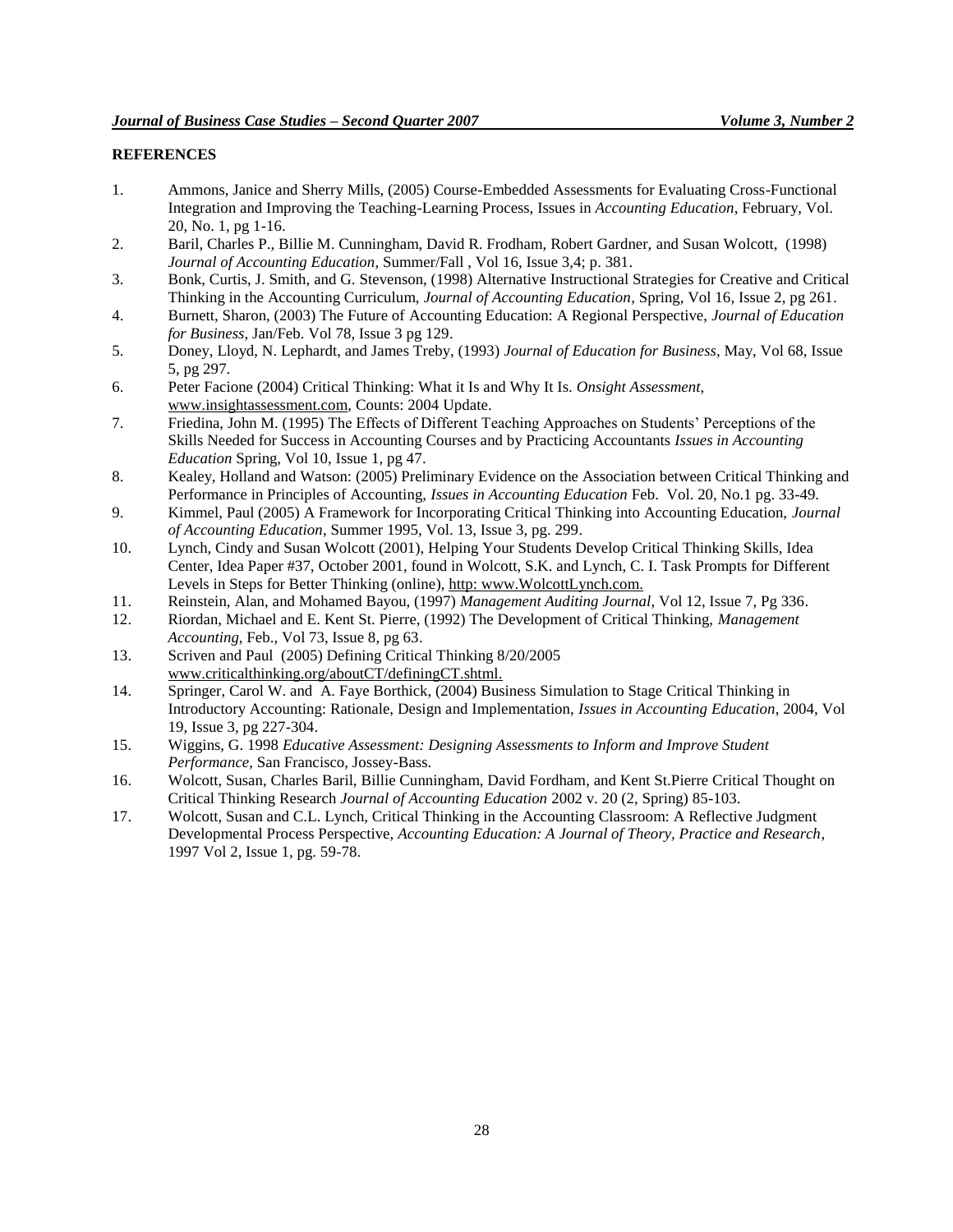**REFERENCES**

1. Ammons, Janice and Sherry Mills, (2005) Course-Embedded Assessments for Evaluating Cross-Functional Integration and Improving the Teaching-Learning Process, Issues in *Accounting Education*, February, Vol. 20, No. 1, pg 1-16.
2. Baril, Charles P., Billie M. Cunningham, David R. Frodham, Robert Gardner, and Susan Wolcott, (1998) *Journal of Accounting Education*, Summer/Fall , Vol 16, Issue 3,4; p. 381.
3. Bonk, Curtis, J. Smith, and G. Stevenson, (1998) Alternative Instructional Strategies for Creative and Critical Thinking in the Accounting Curriculum, *Journal of Accounting Education*, Spring, Vol 16, Issue 2, pg 261.
4. Burnett, Sharon, (2003) The Future of Accounting Education: A Regional Perspective, *Journal of Education for Business*, Jan/Feb. Vol 78, Issue 3 pg 129.
5. Doney, Lloyd, N. Lephardt, and James Treby, (1993) *Journal of Education for Business*, May, Vol 68, Issue 5, pg 297.
6. Peter Facione (2004) Critical Thinking: What it Is and Why It Is. *Onsight Assessment*, www.insightassessment.com, Counts: 2004 Update.
7. Friedina, John M. (1995) The Effects of Different Teaching Approaches on Students' Perceptions of the Skills Needed for Success in Accounting Courses and by Practicing Accountants *Issues in Accounting Education* Spring, Vol 10, Issue 1, pg 47.
8. Kealey, Holland and Watson: (2005) Preliminary Evidence on the Association between Critical Thinking and Performance in Principles of Accounting, *Issues in Accounting Education* Feb. Vol. 20, No.1 pg. 33-49.
9. Kimmel, Paul (2005) A Framework for Incorporating Critical Thinking into Accounting Education, *Journal of Accounting Education*, Summer 1995, Vol. 13, Issue 3, pg. 299.
10. Lynch, Cindy and Susan Wolcott (2001), Helping Your Students Develop Critical Thinking Skills, Idea Center, Idea Paper #37, October 2001, found in Wolcott, S.K. and Lynch, C. I. Task Prompts for Different Levels in Steps for Better Thinking (online), http: www.WolcottLynch.com.
11. Reinstein, Alan, and Mohamed Bayou, (1997) *Management Auditing Journal*, Vol 12, Issue 7, Pg 336.
12. Riordan, Michael and E. Kent St. Pierre, (1992) The Development of Critical Thinking, *Management Accounting*, Feb., Vol 73, Issue 8, pg 63.
13. Scriven and Paul (2005) Defining Critical Thinking 8/20/2005 www.criticalthinking.org/aboutCT/definingCT.shtml.
14. Springer, Carol W. and A. Faye Borthick, (2004) Business Simulation to Stage Critical Thinking in Introductory Accounting: Rationale, Design and Implementation, *Issues in Accounting Education*, 2004, Vol 19, Issue 3, pg 227-304.
15. Wiggins, G. 1998 *Educative Assessment: Designing Assessments to Inform and Improve Student Performance*, San Francisco, Jossey-Bass.
16. Wolcott, Susan, Charles Baril, Billie Cunningham, David Fordham, and Kent St.Pierre Critical Thought on Critical Thinking Research *Journal of Accounting Education* 2002 v. 20 (2, Spring) 85-103.
17. Wolcott, Susan and C.L. Lynch, Critical Thinking in the Accounting Classroom: A Reflective Judgment Developmental Process Perspective, *Accounting Education: A Journal of Theory, Practice and Research*, 1997 Vol 2, Issue 1, pg. 59-78.